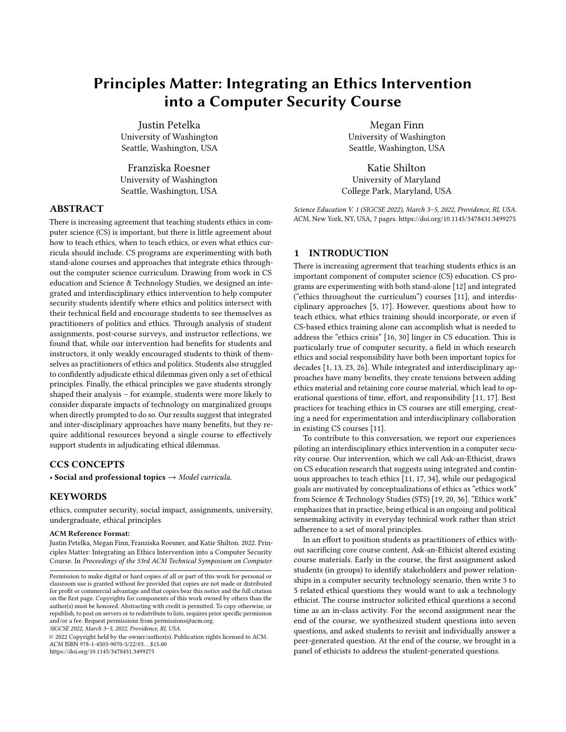# Principles Matter: Integrating an Ethics Intervention into a Computer Security Course

Justin Petelka
University of Washington
Seattle, Washington, USA

Megan Finn
University of Washington
Seattle, Washington, USA

Franziska Roesner
University of Washington
Seattle, Washington, USA

Katie Shilton
University of Maryland
College Park, Maryland, USA

## ABSTRACT

There is increasing agreement that teaching students ethics in computer science (CS) is important, but there is little agreement about how to teach ethics, when to teach ethics, or even what ethics curricula should include. CS programs are experimenting with both stand-alone courses and approaches that integrate ethics throughout the computer science curriculum. Drawing from work in CS education and Science & Technology Studies, we designed an integrated and interdisciplinary ethics intervention to help computer security students identify where ethics and politics intersect with their technical field and encourage students to see themselves as practitioners of politics and ethics. Through analysis of student assignments, post-course surveys, and instructor reflections, we found that, while our intervention had benefits for students and instructors, it only weakly encouraged students to think of themselves as practitioners of ethics and politics. Students also struggled to confidently adjudicate ethical dilemmas given only a set of ethical principles. Finally, the ethical principles we gave students strongly shaped their analysis – for example, students were more likely to consider disparate impacts of technology on marginalized groups when directly prompted to do so. Our results suggest that integrated and inter-disciplinary approaches have many benefits, but they require additional resources beyond a single course to effectively support students in adjudicating ethical dilemmas.

## CCS CONCEPTS

• **Social and professional topics** → *Model curricula.*

## KEYWORDS

ethics, computer security, social impact, assignments, university, undergraduate, ethical principles

**ACM Reference Format:**
Justin Petelka, Megan Finn, Franziska Roesner, and Katie Shilton. 2022. Principles Matter: Integrating an Ethics Intervention into a Computer Security Course. In *Proceedings of the 53rd ACM Technical Symposium on Computer Science Education V. 1 (SIGCSE 2022), March 3–5, 2022, Providence, RI, USA.* ACM, New York, NY, USA, 7 pages. https://doi.org/10.1145/3478431.3499275

Permission to make digital or hard copies of all or part of this work for personal or classroom use is granted without fee provided that copies are not made or distributed for profit or commercial advantage and that copies bear this notice and the full citation on the first page. Copyrights for components of this work owned by others than the author(s) must be honored. Abstracting with credit is permitted. To copy otherwise, or republish, to post on servers or to redistribute to lists, requires prior specific permission and/or a fee. Request permissions from permissions@acm.org.
*SIGCSE 2022, March 3–5, 2022, Providence, RI, USA.*
© 2022 Copyright held by the owner/author(s). Publication rights licensed to ACM.
ACM ISBN 978-1-4503-9070-5/22/03…$15.00
https://doi.org/10.1145/3478431.3499275

## 1 INTRODUCTION

There is increasing agreement that teaching students ethics is an important component of computer science (CS) education. CS programs are experimenting with both stand-alone [12] and integrated ("ethics throughout the curriculum") courses [11], and interdisciplinary approaches [5, 17]. However, questions about how to teach ethics, what ethics training should incorporate, or even if CS-based ethics training alone can accomplish what is needed to address the "ethics crisis" [16, 30] linger in CS education. This is particularly true of computer security, a field in which research ethics and social responsibility have both been important topics for decades [1, 13, 23, 26]. While integrated and interdisciplinary approaches have many benefits, they create tensions between adding ethics material and retaining core course material, which lead to operational questions of time, effort, and responsibility [11, 17]. Best practices for teaching ethics in CS courses are still emerging, creating a need for experimentation and interdisciplinary collaboration in existing CS courses [11].

To contribute to this conversation, we report our experiences piloting an interdisciplinary ethics intervention in a computer security course. Our intervention, which we call Ask-an-Ethicist, draws on CS education research that suggests using integrated and continuous approaches to teach ethics [11, 17, 34], while our pedagogical goals are motivated by conceptualizations of ethics as "ethics work" from Science & Technology Studies (STS) [19, 20, 36]. "Ethics work" emphasizes that in practice, being ethical is an ongoing and political sensemaking activity in everyday technical work rather than strict adherence to a set of moral principles.

In an effort to position students as practitioners of ethics without sacrificing core course content, Ask-an-Ethicist altered existing course materials. Early in the course, the first assignment asked students (in groups) to identify stakeholders and power relationships in a computer security technology scenario, then write 3 to 5 related ethical questions they would want to ask a technology ethicist. The course instructor solicited ethical questions a second time as an in-class activity. For the second assignment near the end of the course, we synthesized student questions into seven questions, and asked students to revisit and individually answer a peer-generated question. At the end of the course, we brought in a panel of ethicists to address the student-generated questions.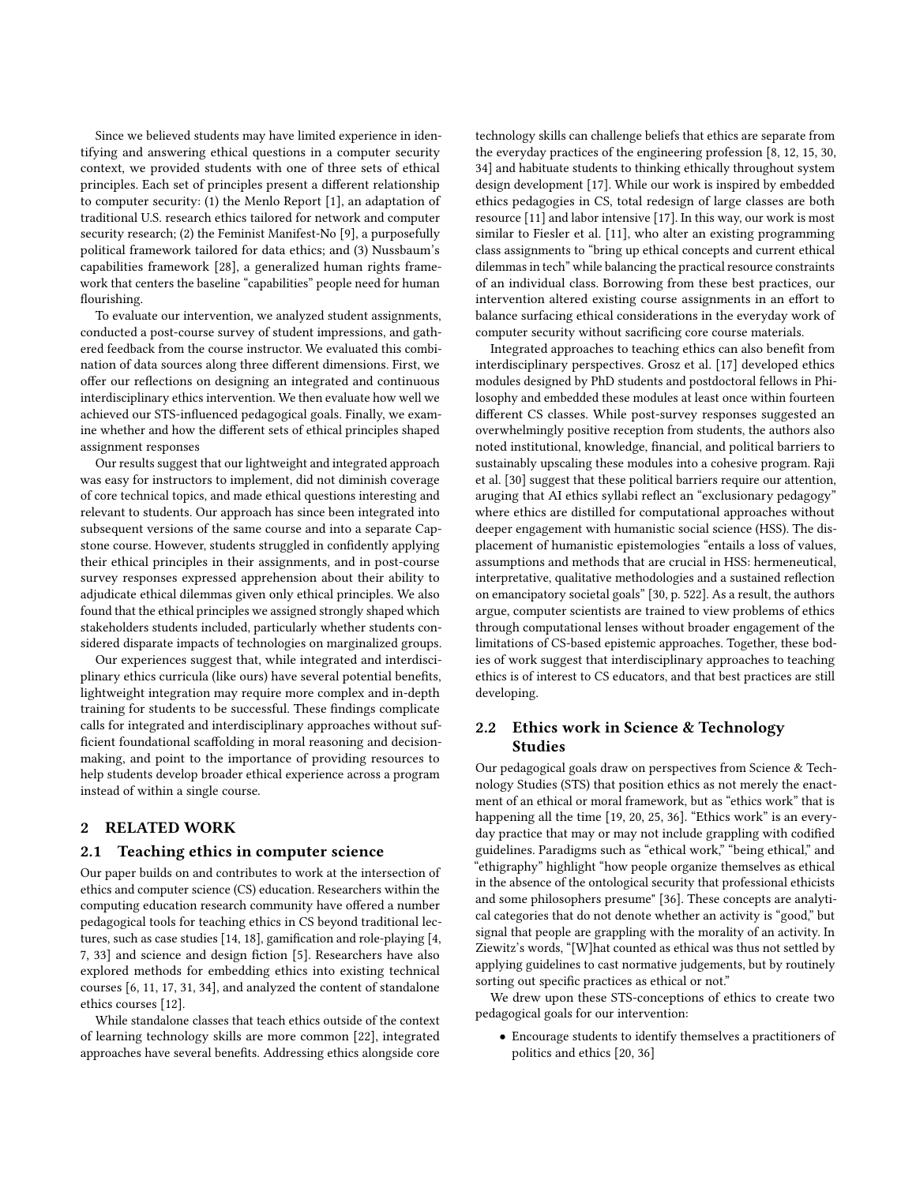Since we believed students may have limited experience in identifying and answering ethical questions in a computer security context, we provided students with one of three sets of ethical principles. Each set of principles present a different relationship to computer security: (1) the Menlo Report [1], an adaptation of traditional U.S. research ethics tailored for network and computer security research; (2) the Feminist Manifest-No [9], a purposefully political framework tailored for data ethics; and (3) Nussbaum's capabilities framework [28], a generalized human rights framework that centers the baseline "capabilities" people need for human flourishing.

To evaluate our intervention, we analyzed student assignments, conducted a post-course survey of student impressions, and gathered feedback from the course instructor. We evaluated this combination of data sources along three different dimensions. First, we offer our reflections on designing an integrated and continuous interdisciplinary ethics intervention. We then evaluate how well we achieved our STS-influenced pedagogical goals. Finally, we examine whether and how the different sets of ethical principles shaped assignment responses

Our results suggest that our lightweight and integrated approach was easy for instructors to implement, did not diminish coverage of core technical topics, and made ethical questions interesting and relevant to students. Our approach has since been integrated into subsequent versions of the same course and into a separate Capstone course. However, students struggled in confidently applying their ethical principles in their assignments, and in post-course survey responses expressed apprehension about their ability to adjudicate ethical dilemmas given only ethical principles. We also found that the ethical principles we assigned strongly shaped which stakeholders students included, particularly whether students considered disparate impacts of technologies on marginalized groups.

Our experiences suggest that, while integrated and interdisciplinary ethics curricula (like ours) have several potential benefits, lightweight integration may require more complex and in-depth training for students to be successful. These findings complicate calls for integrated and interdisciplinary approaches without sufficient foundational scaffolding in moral reasoning and decision-making, and point to the importance of providing resources to help students develop broader ethical experience across a program instead of within a single course.

## 2 RELATED WORK

### 2.1 Teaching ethics in computer science

Our paper builds on and contributes to work at the intersection of ethics and computer science (CS) education. Researchers within the computing education research community have offered a number pedagogical tools for teaching ethics in CS beyond traditional lectures, such as case studies [14, 18], gamification and role-playing [4, 7, 33] and science and design fiction [5]. Researchers have also explored methods for embedding ethics into existing technical courses [6, 11, 17, 31, 34], and analyzed the content of standalone ethics courses [12].

While standalone classes that teach ethics outside of the context of learning technology skills are more common [22], integrated approaches have several benefits. Addressing ethics alongside core technology skills can challenge beliefs that ethics are separate from the everyday practices of the engineering profession [8, 12, 15, 30, 34] and habituate students to thinking ethically throughout system design development [17]. While our work is inspired by embedded ethics pedagogies in CS, total redesign of large classes are both resource [11] and labor intensive [17]. In this way, our work is most similar to Fiesler et al. [11], who alter an existing programming class assignments to "bring up ethical concepts and current ethical dilemmas in tech" while balancing the practical resource constraints of an individual class. Borrowing from these best practices, our intervention altered existing course assignments in an effort to balance surfacing ethical considerations in the everyday work of computer security without sacrificing core course materials.

Integrated approaches to teaching ethics can also benefit from interdisciplinary perspectives. Grosz et al. [17] developed ethics modules designed by PhD students and postdoctoral fellows in Philosophy and embedded these modules at least once within fourteen different CS classes. While post-survey responses suggested an overwhelmingly positive reception from students, the authors also noted institutional, knowledge, financial, and political barriers to sustainably upscaling these modules into a cohesive program. Raji et al. [30] suggest that these political barriers require our attention, aruging that AI ethics syllabi reflect an "exclusionary pedagogy" where ethics are distilled for computational approaches without deeper engagement with humanistic social science (HSS). The displacement of humanistic epistemologies "entails a loss of values, assumptions and methods that are crucial in HSS: hermeneutical, interpretative, qualitative methodologies and a sustained reflection on emancipatory societal goals" [30, p. 522]. As a result, the authors argue, computer scientists are trained to view problems of ethics through computational lenses without broader engagement of the limitations of CS-based epistemic approaches. Together, these bodies of work suggest that interdisciplinary approaches to teaching ethics is of interest to CS educators, and that best practices are still developing.

### 2.2 Ethics work in Science & Technology Studies

Our pedagogical goals draw on perspectives from Science & Technology Studies (STS) that position ethics as not merely the enactment of an ethical or moral framework, but as "ethics work" that is happening all the time [19, 20, 25, 36]. "Ethics work" is an everyday practice that may or may not include grappling with codified guidelines. Paradigms such as "ethical work," "being ethical," and "ethigraphy" highlight "how people organize themselves as ethical in the absence of the ontological security that professional ethicists and some philosophers presume" [36]. These concepts are analytical categories that do not denote whether an activity is "good," but signal that people are grappling with the morality of an activity. In Ziewitz's words, "[W]hat counted as ethical was thus not settled by applying guidelines to cast normative judgements, but by routinely sorting out specific practices as ethical or not."

We drew upon these STS-conceptions of ethics to create two pedagogical goals for our intervention:

- Encourage students to identify themselves a practitioners of politics and ethics [20, 36]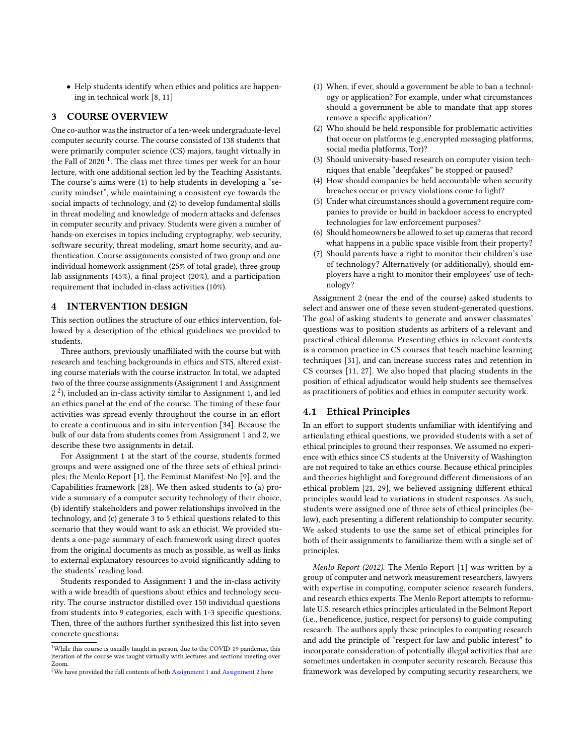- Help students identify when ethics and politics are happening in technical work [8, 11]

## 3 COURSE OVERVIEW

One co-author was the instructor of a ten-week undergraduate-level computer security course. The course consisted of 138 students that were primarily computer science (CS) majors, taught virtually in the Fall of 2020 [1]. The class met three times per week for an hour lecture, with one additional section led by the Teaching Assistants. The course's aims were (1) to help students in developing a "security mindset", while maintaining a consistent eye towards the social impacts of technology, and (2) to develop fundamental skills in threat modeling and knowledge of modern attacks and defenses in computer security and privacy. Students were given a number of hands-on exercises in topics including cryptography, web security, software security, threat modeling, smart home security, and authentication. Course assignments consisted of two group and one individual homework assignment (25% of total grade), three group lab assignments (45%), a final project (20%), and a participation requirement that included in-class activities (10%).

## 4 INTERVENTION DESIGN

This section outlines the structure of our ethics intervention, followed by a description of the ethical guidelines we provided to students.

Three authors, previously unaffiliated with the course but with research and teaching backgrounds in ethics and STS, altered existing course materials with the course instructor. In total, we adapted two of the three course assignments (Assignment 1 and Assignment 2 [2]), included an in-class activity similar to Assignment 1, and led an ethics panel at the end of the course. The timing of these four activities was spread evenly throughout the course in an effort to create a continuous and in situ intervention [34]. Because the bulk of our data from students comes from Assignment 1 and 2, we describe these two assignments in detail.

For Assignment 1 at the start of the course, students formed groups and were assigned one of the three sets of ethical principles; the Menlo Report [1], the Feminist Manifest-No [9], and the Capabilities framework [28]. We then asked students to (a) provide a summary of a computer security technology of their choice, (b) identify stakeholders and power relationships involved in the technology, and (c) generate 3 to 5 ethical questions related to this scenario that they would want to ask an ethicist. We provided students a one-page summary of each framework using direct quotes from the original documents as much as possible, as well as links to external explanatory resources to avoid significantly adding to the students' reading load.

Students responded to Assignment 1 and the in-class activity with a wide breadth of questions about ethics and technology security. The course instructor distilled over 150 individual questions from students into 9 categories, each with 1-3 specific questions. Then, three of the authors further synthesized this list into seven concrete questions:

(1) When, if ever, should a government be able to ban a technology or application? For example, under what circumstances should a government be able to mandate that app stores remove a specific application?
(2) Who should be held responsible for problematic activities that occur on platforms (e.g.,encrypted messaging platforms, social media platforms, Tor)?
(3) Should university-based research on computer vision techniques that enable "deepfakes" be stopped or paused?
(4) How should companies be held accountable when security breaches occur or privacy violations come to light?
(5) Under what circumstances should a government require companies to provide or build in backdoor access to encrypted technologies for law enforcement purposes?
(6) Should homeowners be allowed to set up cameras that record what happens in a public space visible from their property?
(7) Should parents have a right to monitor their children's use of technology? Alternatively (or additionally), should employers have a right to monitor their employees' use of technology?

Assignment 2 (near the end of the course) asked students to select and answer one of these seven student-generated questions. The goal of asking students to generate and answer classmates' questions was to position students as arbiters of a relevant and practical ethical dilemma. Presenting ethics in relevant contexts is a common practice in CS courses that teach machine learning techniques [31], and can increase success rates and retention in CS courses [11, 27]. We also hoped that placing students in the position of ethical adjudicator would help students see themselves as practitioners of politics and ethics in computer security work.

### 4.1 Ethical Principles

In an effort to support students unfamiliar with identifying and articulating ethical questions, we provided students with a set of ethical principles to ground their responses. We assumed no experience with ethics since CS students at the University of Washington are not required to take an ethics course. Because ethical principles and theories highlight and foreground different dimensions of an ethical problem [21, 29], we believed assigning different ethical principles would lead to variations in student responses. As such, students were assigned one of three sets of ethical principles (below), each presenting a different relationship to computer security. We asked students to use the same set of ethical principles for both of their assignments to familiarize them with a single set of principles.

*Menlo Report (2012).* The Menlo Report [1] was written by a group of computer and network measurement researchers, lawyers with expertise in computing, computer science research funders, and research ethics experts. The Menlo Report attempts to reformulate U.S. research ethics principles articulated in the Belmont Report (i.e., beneficence, justice, respect for persons) to guide computing research. The authors apply these principles to computing research and add the principle of "respect for law and public interest" to incorporate consideration of potentially illegal activities that are sometimes undertaken in computer security research. Because this framework was developed by computing security researchers, we

---

[1] While this course is usually taught in person, due to the COVID-19 pandemic, this iteration of the course was taught virtually with lectures and sections meeting over Zoom.

[2] We have provided the full contents of both Assignment 1 and Assignment 2 here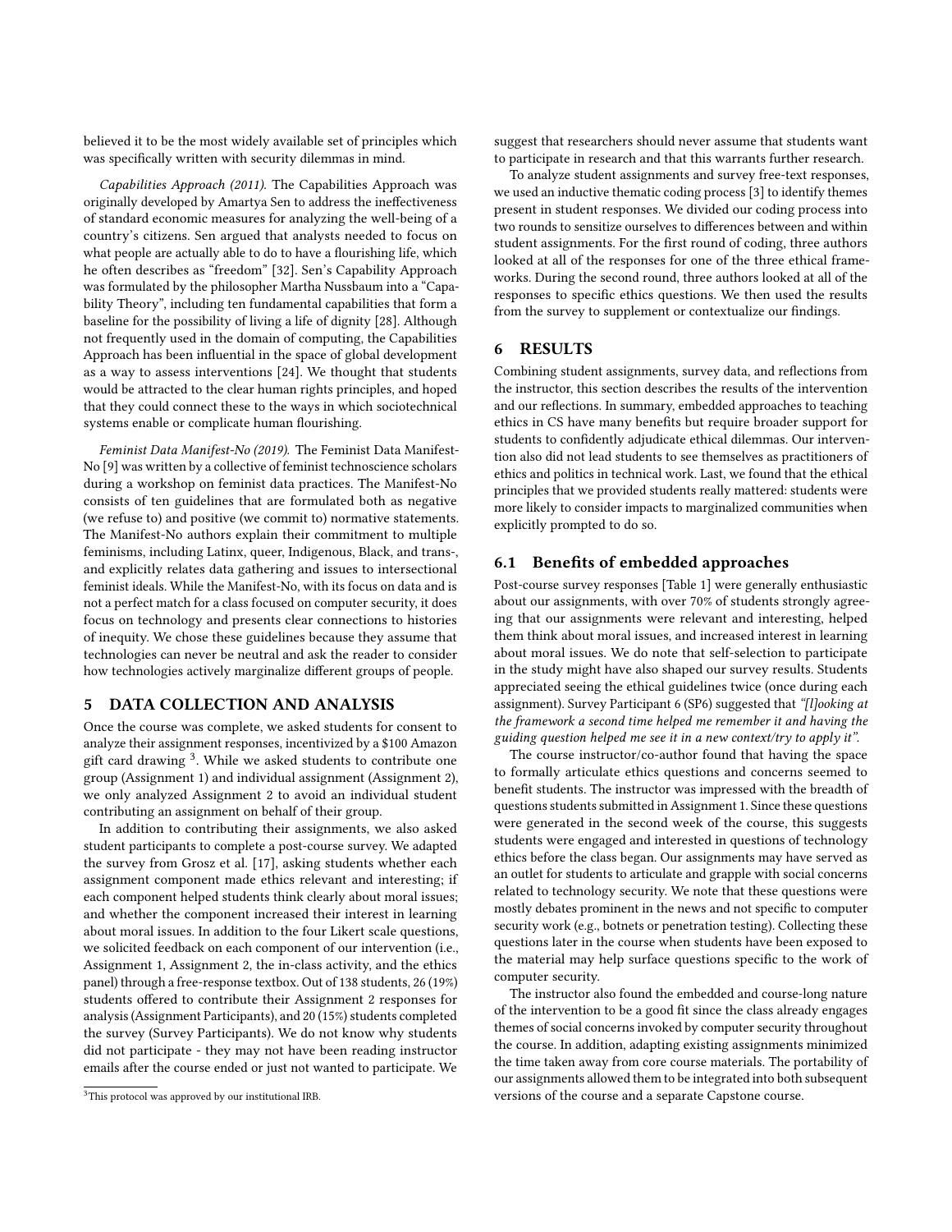believed it to be the most widely available set of principles which was specifically written with security dilemmas in mind.

*Capabilities Approach (2011).* The Capabilities Approach was originally developed by Amartya Sen to address the ineffectiveness of standard economic measures for analyzing the well-being of a country's citizens. Sen argued that analysts needed to focus on what people are actually able to do to have a flourishing life, which he often describes as "freedom" [32]. Sen's Capability Approach was formulated by the philosopher Martha Nussbaum into a "Capability Theory", including ten fundamental capabilities that form a baseline for the possibility of living a life of dignity [28]. Although not frequently used in the domain of computing, the Capabilities Approach has been influential in the space of global development as a way to assess interventions [24]. We thought that students would be attracted to the clear human rights principles, and hoped that they could connect these to the ways in which sociotechnical systems enable or complicate human flourishing.

*Feminist Data Manifest-No (2019).* The Feminist Data Manifest-No [9] was written by a collective of feminist technoscience scholars during a workshop on feminist data practices. The Manifest-No consists of ten guidelines that are formulated both as negative (we refuse to) and positive (we commit to) normative statements. The Manifest-No authors explain their commitment to multiple feminisms, including Latinx, queer, Indigenous, Black, and trans-, and explicitly relates data gathering and issues to intersectional feminist ideals. While the Manifest-No, with its focus on data and is not a perfect match for a class focused on computer security, it does focus on technology and presents clear connections to histories of inequity. We chose these guidelines because they assume that technologies can never be neutral and ask the reader to consider how technologies actively marginalize different groups of people.

## 5 DATA COLLECTION AND ANALYSIS

Once the course was complete, we asked students for consent to analyze their assignment responses, incentivized by a $100 Amazon gift card drawing [3]. While we asked students to contribute one group (Assignment 1) and individual assignment (Assignment 2), we only analyzed Assignment 2 to avoid an individual student contributing an assignment on behalf of their group.

In addition to contributing their assignments, we also asked student participants to complete a post-course survey. We adapted the survey from Grosz et al. [17], asking students whether each assignment component made ethics relevant and interesting; if each component helped students think clearly about moral issues; and whether the component increased their interest in learning about moral issues. In addition to the four Likert scale questions, we solicited feedback on each component of our intervention (i.e., Assignment 1, Assignment 2, the in-class activity, and the ethics panel) through a free-response textbox. Out of 138 students, 26 (19%) students offered to contribute their Assignment 2 responses for analysis (Assignment Participants), and 20 (15%) students completed the survey (Survey Participants). We do not know why students did not participate - they may not have been reading instructor emails after the course ended or just not wanted to participate. We suggest that researchers should never assume that students want to participate in research and that this warrants further research.

To analyze student assignments and survey free-text responses, we used an inductive thematic coding process [3] to identify themes present in student responses. We divided our coding process into two rounds to sensitize ourselves to differences between and within student assignments. For the first round of coding, three authors looked at all of the responses for one of the three ethical frameworks. During the second round, three authors looked at all of the responses to specific ethics questions. We then used the results from the survey to supplement or contextualize our findings.

[3] This protocol was approved by our institutional IRB.

## 6 RESULTS

Combining student assignments, survey data, and reflections from the instructor, this section describes the results of the intervention and our reflections. In summary, embedded approaches to teaching ethics in CS have many benefits but require broader support for students to confidently adjudicate ethical dilemmas. Our intervention also did not lead students to see themselves as practitioners of ethics and politics in technical work. Last, we found that the ethical principles that we provided students really mattered: students were more likely to consider impacts to marginalized communities when explicitly prompted to do so.

### 6.1 Benefits of embedded approaches

Post-course survey responses [Table 1] were generally enthusiastic about our assignments, with over 70% of students strongly agreeing that our assignments were relevant and interesting, helped them think about moral issues, and increased interest in learning about moral issues. We do note that self-selection to participate in the study might have also shaped our survey results. Students appreciated seeing the ethical guidelines twice (once during each assignment). Survey Participant 6 (SP6) suggested that *"[l]ooking at the framework a second time helped me remember it and having the guiding question helped me see it in a new context/try to apply it"*.

The course instructor/co-author found that having the space to formally articulate ethics questions and concerns seemed to benefit students. The instructor was impressed with the breadth of questions students submitted in Assignment 1. Since these questions were generated in the second week of the course, this suggests students were engaged and interested in questions of technology ethics before the class began. Our assignments may have served as an outlet for students to articulate and grapple with social concerns related to technology security. We note that these questions were mostly debates prominent in the news and not specific to computer security work (e.g., botnets or penetration testing). Collecting these questions later in the course when students have been exposed to the material may help surface questions specific to the work of computer security.

The instructor also found the embedded and course-long nature of the intervention to be a good fit since the class already engages themes of social concerns invoked by computer security throughout the course. In addition, adapting existing assignments minimized the time taken away from core course materials. The portability of our assignments allowed them to be integrated into both subsequent versions of the course and a separate Capstone course.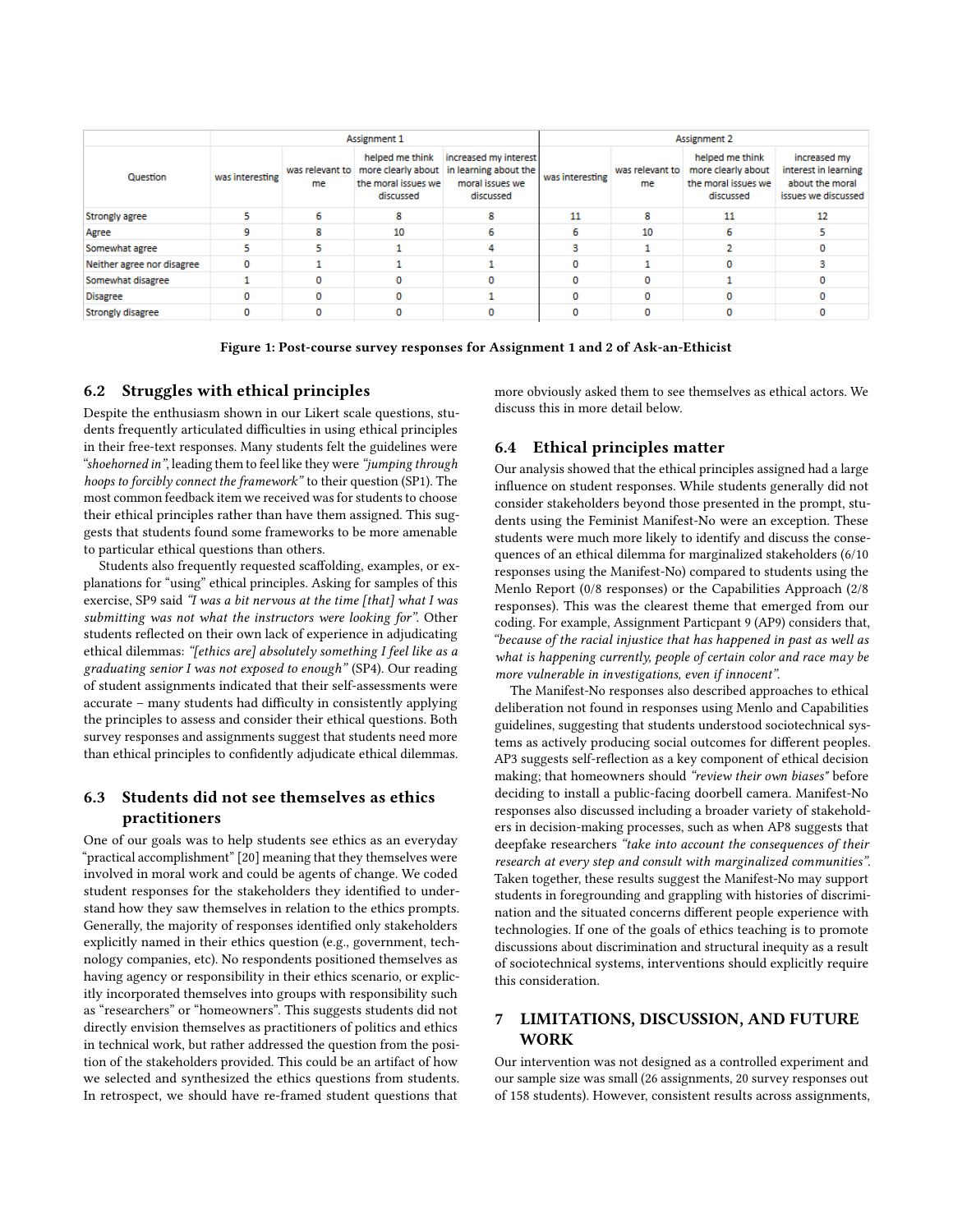| Question | Assignment 1 | | | | Assignment 2 | | | |
|---|---|---|---|---|---|---|---|---|
| | was interesting | was relevant to me | helped me think more clearly about the moral issues we discussed | increased my interest in learning about the moral issues we discussed | was interesting | was relevant to me | helped me think more clearly about the moral issues we discussed | increased my interest in learning about the moral issues we discussed |
| Strongly agree | 5 | 6 | 8 | 8 | 11 | 8 | 11 | 12 |
| Agree | 9 | 8 | 10 | 6 | 6 | 10 | 6 | 5 |
| Somewhat agree | 5 | 5 | 1 | 4 | 3 | 1 | 2 | 0 |
| Neither agree nor disagree | 0 | 1 | 1 | 1 | 0 | 1 | 0 | 3 |
| Somewhat disagree | 1 | 0 | 0 | 0 | 0 | 0 | 1 | 0 |
| Disagree | 0 | 0 | 0 | 1 | 0 | 0 | 0 | 0 |
| Strongly disagree | 0 | 0 | 0 | 0 | 0 | 0 | 0 | 0 |

**Figure 1: Post-course survey responses for Assignment 1 and 2 of Ask-an-Ethicist**

## 6.2 Struggles with ethical principles

Despite the enthusiasm shown in our Likert scale questions, students frequently articulated difficulties in using ethical principles in their free-text responses. Many students felt the guidelines were *"shoehorned in"*, leading them to feel like they were *"jumping through hoops to forcibly connect the framework"* to their question (SP1). The most common feedback item we received was for students to choose their ethical principles rather than have them assigned. This suggests that students found some frameworks to be more amenable to particular ethical questions than others.

Students also frequently requested scaffolding, examples, or explanations for "using" ethical principles. Asking for samples of this exercise, SP9 said *"I was a bit nervous at the time [that] what I was submitting was not what the instructors were looking for"*. Other students reflected on their own lack of experience in adjudicating ethical dilemmas: *"[ethics are] absolutely something I feel like as a graduating senior I was not exposed to enough"* (SP4). Our reading of student assignments indicated that their self-assessments were accurate – many students had difficulty in consistently applying the principles to assess and consider their ethical questions. Both survey responses and assignments suggest that students need more than ethical principles to confidently adjudicate ethical dilemmas.

## 6.3 Students did not see themselves as ethics practitioners

One of our goals was to help students see ethics as an everyday "practical accomplishment" [20] meaning that they themselves were involved in moral work and could be agents of change. We coded student responses for the stakeholders they identified to understand how they saw themselves in relation to the ethics prompts. Generally, the majority of responses identified only stakeholders explicitly named in their ethics question (e.g., government, technology companies, etc). No respondents positioned themselves as having agency or responsibility in their ethics scenario, or explicitly incorporated themselves into groups with responsibility such as "researchers" or "homeowners". This suggests students did not directly envision themselves as practitioners of politics and ethics in technical work, but rather addressed the question from the position of the stakeholders provided. This could be an artifact of how we selected and synthesized the ethics questions from students. In retrospect, we should have re-framed student questions that more obviously asked them to see themselves as ethical actors. We discuss this in more detail below.

## 6.4 Ethical principles matter

Our analysis showed that the ethical principles assigned had a large influence on student responses. While students generally did not consider stakeholders beyond those presented in the prompt, students using the Feminist Manifest-No were an exception. These students were much more likely to identify and discuss the consequences of an ethical dilemma for marginalized stakeholders (6/10 responses using the Manifest-No) compared to students using the Menlo Report (0/8 responses) or the Capabilities Approach (2/8 responses). This was the clearest theme that emerged from our coding. For example, Assignment Particpant 9 (AP9) considers that, *"because of the racial injustice that has happened in past as well as what is happening currently, people of certain color and race may be more vulnerable in investigations, even if innocent"*.

The Manifest-No responses also described approaches to ethical deliberation not found in responses using Menlo and Capabilities guidelines, suggesting that students understood sociotechnical systems as actively producing social outcomes for different peoples. AP3 suggests self-reflection as a key component of ethical decision making; that homeowners should *"review their own biases"* before deciding to install a public-facing doorbell camera. Manifest-No responses also discussed including a broader variety of stakeholders in decision-making processes, such as when AP8 suggests that deepfake researchers *"take into account the consequences of their research at every step and consult with marginalized communities"*. Taken together, these results suggest the Manifest-No may support students in foregrounding and grappling with histories of discrimination and the situated concerns different people experience with technologies. If one of the goals of ethics teaching is to promote discussions about discrimination and structural inequity as a result of sociotechnical systems, interventions should explicitly require this consideration.

# 7 LIMITATIONS, DISCUSSION, AND FUTURE WORK

Our intervention was not designed as a controlled experiment and our sample size was small (26 assignments, 20 survey responses out of 158 students). However, consistent results across assignments,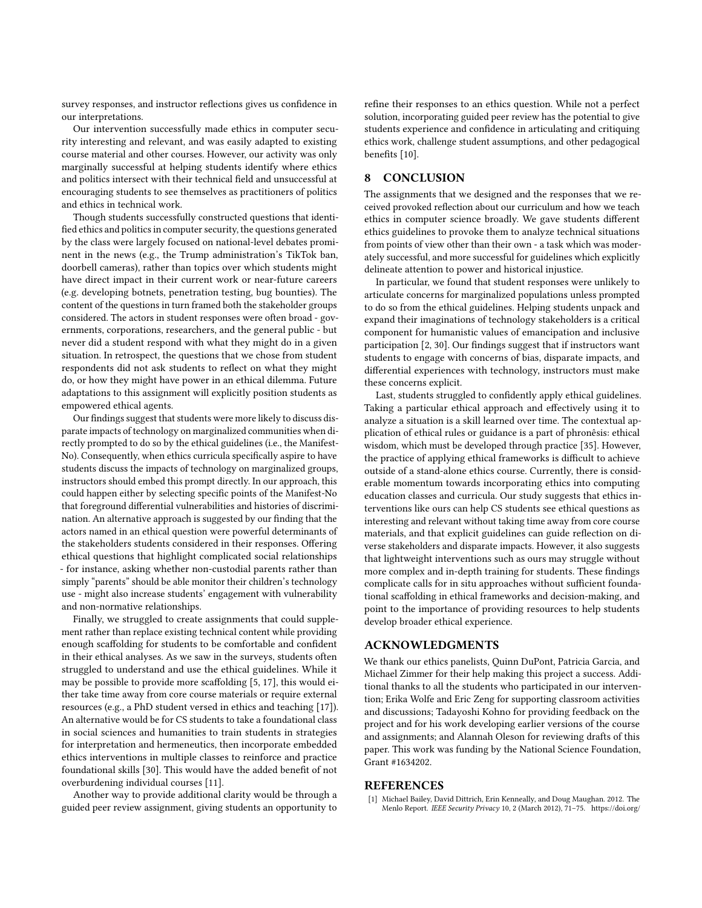survey responses, and instructor reflections gives us confidence in our interpretations.

Our intervention successfully made ethics in computer security interesting and relevant, and was easily adapted to existing course material and other courses. However, our activity was only marginally successful at helping students identify where ethics and politics intersect with their technical field and unsuccessful at encouraging students to see themselves as practitioners of politics and ethics in technical work.

Though students successfully constructed questions that identified ethics and politics in computer security, the questions generated by the class were largely focused on national-level debates prominent in the news (e.g., the Trump administration's TikTok ban, doorbell cameras), rather than topics over which students might have direct impact in their current work or near-future careers (e.g. developing botnets, penetration testing, bug bounties). The content of the questions in turn framed both the stakeholder groups considered. The actors in student responses were often broad - governments, corporations, researchers, and the general public - but never did a student respond with what they might do in a given situation. In retrospect, the questions that we chose from student respondents did not ask students to reflect on what they might do, or how they might have power in an ethical dilemma. Future adaptations to this assignment will explicitly position students as empowered ethical agents.

Our findings suggest that students were more likely to discuss disparate impacts of technology on marginalized communities when directly prompted to do so by the ethical guidelines (i.e., the Manifest-No). Consequently, when ethics curricula specifically aspire to have students discuss the impacts of technology on marginalized groups, instructors should embed this prompt directly. In our approach, this could happen either by selecting specific points of the Manifest-No that foreground differential vulnerabilities and histories of discrimination. An alternative approach is suggested by our finding that the actors named in an ethical question were powerful determinants of the stakeholders students considered in their responses. Offering ethical questions that highlight complicated social relationships - for instance, asking whether non-custodial parents rather than simply "parents" should be able monitor their children's technology use - might also increase students' engagement with vulnerability and non-normative relationships.

Finally, we struggled to create assignments that could supplement rather than replace existing technical content while providing enough scaffolding for students to be comfortable and confident in their ethical analyses. As we saw in the surveys, students often struggled to understand and use the ethical guidelines. While it may be possible to provide more scaffolding [5, 17], this would either take time away from core course materials or require external resources (e.g., a PhD student versed in ethics and teaching [17]). An alternative would be for CS students to take a foundational class in social sciences and humanities to train students in strategies for interpretation and hermeneutics, then incorporate embedded ethics interventions in multiple classes to reinforce and practice foundational skills [30]. This would have the added benefit of not overburdening individual courses [11].

Another way to provide additional clarity would be through a guided peer review assignment, giving students an opportunity to refine their responses to an ethics question. While not a perfect solution, incorporating guided peer review has the potential to give students experience and confidence in articulating and critiquing ethics work, challenge student assumptions, and other pedagogical benefits [10].

## 8 CONCLUSION

The assignments that we designed and the responses that we received provoked reflection about our curriculum and how we teach ethics in computer science broadly. We gave students different ethics guidelines to provoke them to analyze technical situations from points of view other than their own - a task which was moderately successful, and more successful for guidelines which explicitly delineate attention to power and historical injustice.

In particular, we found that student responses were unlikely to articulate concerns for marginalized populations unless prompted to do so from the ethical guidelines. Helping students unpack and expand their imaginations of technology stakeholders is a critical component for humanistic values of emancipation and inclusive participation [2, 30]. Our findings suggest that if instructors want students to engage with concerns of bias, disparate impacts, and differential experiences with technology, instructors must make these concerns explicit.

Last, students struggled to confidently apply ethical guidelines. Taking a particular ethical approach and effectively using it to analyze a situation is a skill learned over time. The contextual application of ethical rules or guidance is a part of phronêsis: ethical wisdom, which must be developed through practice [35]. However, the practice of applying ethical frameworks is difficult to achieve outside of a stand-alone ethics course. Currently, there is considerable momentum towards incorporating ethics into computing education classes and curricula. Our study suggests that ethics interventions like ours can help CS students see ethical questions as interesting and relevant without taking time away from core course materials, and that explicit guidelines can guide reflection on diverse stakeholders and disparate impacts. However, it also suggests that lightweight interventions such as ours may struggle without more complex and in-depth training for students. These findings complicate calls for in situ approaches without sufficient foundational scaffolding in ethical frameworks and decision-making, and point to the importance of providing resources to help students develop broader ethical experience.

## ACKNOWLEDGMENTS

We thank our ethics panelists, Quinn DuPont, Patricia Garcia, and Michael Zimmer for their help making this project a success. Additional thanks to all the students who participated in our intervention; Erika Wolfe and Eric Zeng for supporting classroom activities and discussions; Tadayoshi Kohno for providing feedback on the project and for his work developing earlier versions of the course and assignments; and Alannah Oleson for reviewing drafts of this paper. This work was funding by the National Science Foundation, Grant #1634202.

## REFERENCES

[1] Michael Bailey, David Dittrich, Erin Kenneally, and Doug Maughan. 2012. The Menlo Report. *IEEE Security Privacy* 10, 2 (March 2012), 71–75. https://doi.org/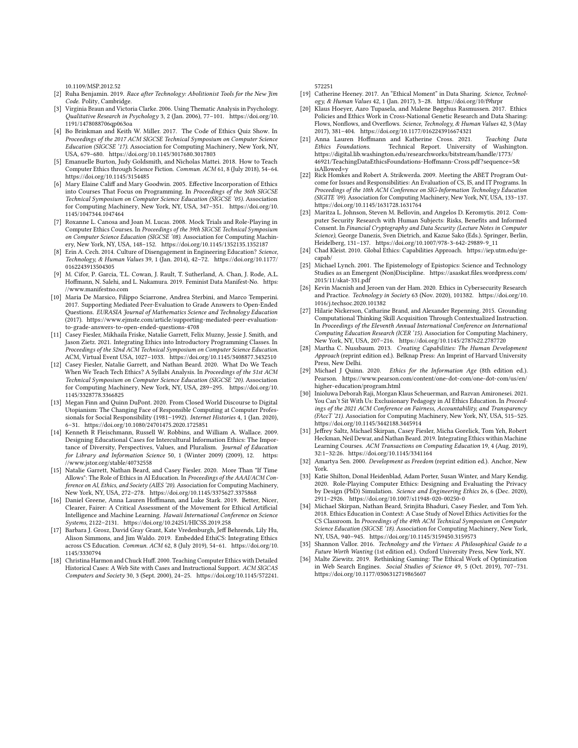10.1109/MSP.2012.52

[2] Ruha Benjamin. 2019. *Race after Technology: Abolitionist Tools for the New Jim Code*. Polity, Cambridge.

[3] Virginia Braun and Victoria Clarke. 2006. Using Thematic Analysis in Psychology. *Qualitative Research in Psychology* 3, 2 (Jan. 2006), 77–101. https://doi.org/10.1191/1478088706qp063oa

[4] Bo Brinkman and Keith W. Miller. 2017. The Code of Ethics Quiz Show. In *Proceedings of the 2017 ACM SIGCSE Technical Symposium on Computer Science Education (SIGCSE '17)*. Association for Computing Machinery, New York, NY, USA, 679–680. https://doi.org/10.1145/3017680.3017803

[5] Emanuelle Burton, Judy Goldsmith, and Nicholas Mattei. 2018. How to Teach Computer Ethics through Science Fiction. *Commun. ACM* 61, 8 (July 2018), 54–64. https://doi.org/10.1145/3154485

[6] Mary Elaine Califf and Mary Goodwin. 2005. Effective Incorporation of Ethics into Courses That Focus on Programming. In *Proceedings of the 36th SIGCSE Technical Symposium on Computer Science Education (SIGCSE '05)*. Association for Computing Machinery, New York, NY, USA, 347–351. https://doi.org/10.1145/1047344.1047464

[7] Roxanne L. Canosa and Joan M. Lucas. 2008. Mock Trials and Role-Playing in Computer Ethics Courses. In *Proceedings of the 39th SIGCSE Technical Symposium on Computer Science Education (SIGCSE '08)*. Association for Computing Machinery, New York, NY, USA, 148–152. https://doi.org/10.1145/1352135.1352187

[8] Erin A. Cech. 2014. Culture of Disengagement in Engineering Education? *Science, Technology, & Human Values* 39, 1 (Jan. 2014), 42–72. https://doi.org/10.1177/0162243913504305

[9] M. Cifor, P. Garcia, T.L. Cowan, J. Rault, T. Sutherland, A. Chan, J. Rode, A.L. Hoffmann, N. Salehi, and L. Nakamura. 2019. Feminist Data Manifest-No. https://www.manifestno.com

[10] Maria De Marsico, Filippo Sciarrone, Andrea Sterbini, and Marco Temperini. 2017. Supporting Mediated Peer-Evaluation to Grade Answers to Open-Ended Questions. *EURASIA Journal of Mathematics Science and Technology Education* (2017). https://www.ejmste.com/article/supporting-mediated-peer-evaluation-to-grade-answers-to-open-ended-questions-4708

[11] Casey Fiesler, Mikhaila Friske, Natalie Garrett, Felix Muzny, Jessie J. Smith, and Jason Zietz. 2021. Integrating Ethics into Introductory Programming Classes. In *Proceedings of the 52nd ACM Technical Symposium on Computer Science Education*. ACM, Virtual Event USA, 1027–1033. https://doi.org/10.1145/3408877.3432510

[12] Casey Fiesler, Natalie Garrett, and Nathan Beard. 2020. What Do We Teach When We Teach Tech Ethics? A Syllabi Analysis. In *Proceedings of the 51st ACM Technical Symposium on Computer Science Education (SIGCSE '20)*. Association for Computing Machinery, New York, NY, USA, 289–295. https://doi.org/10.1145/3328778.3366825

[13] Megan Finn and Quinn DuPont. 2020. From Closed World Discourse to Digital Utopianism: The Changing Face of Responsible Computing at Computer Professionals for Social Responsibility (1981–1992). *Internet Histories* 4, 1 (Jan. 2020), 6–31. https://doi.org/10.1080/24701475.2020.1725851

[14] Kenneth R Fleischmann, Russell W. Robbins, and William A. Wallace. 2009. Designing Educational Cases for Intercultural Information Ethics: The Importance of Diversity, Perspectives, Values, and Pluralism. *Journal of Education for Library and Information Science* 50, 1 (Winter 2009) (2009), 12. https://www.jstor.org/stable/40732558

[15] Natalie Garrett, Nathan Beard, and Casey Fiesler. 2020. More Than "If Time Allows": The Role of Ethics in AI Education. In *Proceedings of the AAAI/ACM Conference on AI, Ethics, and Society (AIES '20)*. Association for Computing Machinery, New York, NY, USA, 272–278. https://doi.org/10.1145/3375627.3375868

[16] Daniel Greene, Anna Lauren Hoffmann, and Luke Stark. 2019. Better, Nicer, Clearer, Fairer: A Critical Assessment of the Movement for Ethical Artificial Intelligence and Machine Learning. *Hawaii International Conference on Science Systems*, 2122–2131. https://doi.org/10.24251/HICSS.2019.258

[17] Barbara J. Grosz, David Gray Grant, Kate Vredenburgh, Jeff Behrends, Lily Hu, Alison Simmons, and Jim Waldo. 2019. Embedded EthiCS: Integrating Ethics across CS Education. *Commun. ACM* 62, 8 (July 2019), 54–61. https://doi.org/10.1145/3330794

[18] Christina Harmon and Chuck Huff. 2000. Teaching Computer Ethics with Detailed Historical Cases: A Web Site with Cases and Instructional Support. *ACM SIGCAS Computers and Society* 30, 3 (Sept. 2000), 24–25. https://doi.org/10.1145/572241.572251

[19] Catherine Heeney. 2017. An "Ethical Moment" in Data Sharing. *Science, Technology, & Human Values* 42, 1 (Jan. 2017), 3–28. https://doi.org/10/f9hrpr

[20] Klaus Hoeyer, Aaro Tupasela, and Malene Bøgehus Rasmussen. 2017. Ethics Policies and Ethics Work in Cross-National Genetic Research and Data Sharing: Flows, Nonflows, and Overflows. *Science, Technology, & Human Values* 42, 3 (May 2017), 381–404. https://doi.org/10.1177/0162243916674321

[21] Anna Lauren Hoffmann and Katherine Cross. 2021. *Teaching Data Ethics Foundations*. Technical Report. University of Washington. https://digital.lib.washington.edu/researchworks/bitstream/handle/1773/46921/TeachingDataEthicsFoundations-Hoffmann-Cross.pdf?sequence=5&isAllowed=y

[22] Rick Homkes and Robert A. Strikwerda. 2009. Meeting the ABET Program Outcome for Issues and Responsibilities: An Evaluation of CS, IS, and IT Programs. In *Proceedings of the 10th ACM Conference on SIG-Information Technology Education (SIGITE '09)*. Association for Computing Machinery, New York, NY, USA, 133–137. https://doi.org/10.1145/1631728.1631764

[23] Maritza L. Johnson, Steven M. Bellovin, and Angelos D. Keromytis. 2012. Computer Security Research with Human Subjects: Risks, Benefits and Informed Consent. In *Financial Cryptography and Data Security (Lecture Notes in Computer Science)*, George Danezis, Sven Dietrich, and Kazue Sako (Eds.). Springer, Berlin, Heidelberg, 131–137. https://doi.org/10.1007/978-3-642-29889-9_11

[24] Chad Kleist. 2010. Global Ethics: Capabilities Approach. https://iep.utm.edu/ge-capab/

[25] Michael Lynch. 2001. The Epistemology of Epistopics: Science and Technology Studies as an Emergent (Non)Discipline. https://asaskat.files.wordpress.com/2015/11/skat-331.pdf

[26] Kevin Macnish and Jeroen van der Ham. 2020. Ethics in Cybersecurity Research and Practice. *Technology in Society* 63 (Nov. 2020), 101382. https://doi.org/10.1016/j.techsoc.2020.101382

[27] Hilarie Nickerson, Catharine Brand, and Alexander Repenning. 2015. Grounding Computational Thinking Skill Acquisition Through Contextualized Instruction. In *Proceedings of the Eleventh Annual International Conference on International Computing Education Research (ICER '15)*. Association for Computing Machinery, New York, NY, USA, 207–216. https://doi.org/10.1145/2787622.2787720

[28] Martha C. Nussbaum. 2013. *Creating Capabilities: The Human Development Approach* (reprint edition ed.). Belknap Press: An Imprint of Harvard University Press, New Delhi.

[29] Michael J Quinn. 2020. *Ethics for the Information Age* (8th edition ed.). Pearson. https://www.pearson.com/content/one-dot-com/one-dot-com/us/en/higher-education/program.html

[30] Inioluwa Deborah Raji, Morgan Klaus Scheuerman, and Razvan Amironesei. 2021. You Can't Sit With Us: Exclusionary Pedagogy in AI Ethics Education. In *Proceedings of the 2021 ACM Conference on Fairness, Accountability, and Transparency (FAccT '21)*. Association for Computing Machinery, New York, NY, USA, 515–525. https://doi.org/10.1145/3442188.3445914

[31] Jeffrey Saltz, Michael Skirpan, Casey Fiesler, Micha Gorelick, Tom Yeh, Robert Heckman, Neil Dewar, and Nathan Beard. 2019. Integrating Ethics within Machine Learning Courses. *ACM Transactions on Computing Education* 19, 4 (Aug. 2019), 32:1–32:26. https://doi.org/10.1145/3341164

[32] Amartya Sen. 2000. *Development as Freedom* (reprint edition ed.). Anchor, New York.

[33] Katie Shilton, Donal Heidenblad, Adam Porter, Susan Winter, and Mary Kendig. 2020. Role-Playing Computer Ethics: Designing and Evaluating the Privacy by Design (PbD) Simulation. *Science and Engineering Ethics* 26, 6 (Dec. 2020), 2911–2926. https://doi.org/10.1007/s11948-020-00250-0

[34] Michael Skirpan, Nathan Beard, Srinjita Bhaduri, Casey Fiesler, and Tom Yeh. 2018. Ethics Education in Context: A Case Study of Novel Ethics Activities for the CS Classroom. In *Proceedings of the 49th ACM Technical Symposium on Computer Science Education (SIGCSE '18)*. Association for Computing Machinery, New York, NY, USA, 940–945. https://doi.org/10.1145/3159450.3159573

[35] Shannon Vallor. 2016. *Technology and the Virtues: A Philosophical Guide to a Future Worth Wanting* (1st edition ed.). Oxford University Press, New York, NY.

[36] Malte Ziewitz. 2019. Rethinking Gaming: The Ethical Work of Optimization in Web Search Engines. *Social Studies of Science* 49, 5 (Oct. 2019), 707–731. https://doi.org/10.1177/0306312719865607